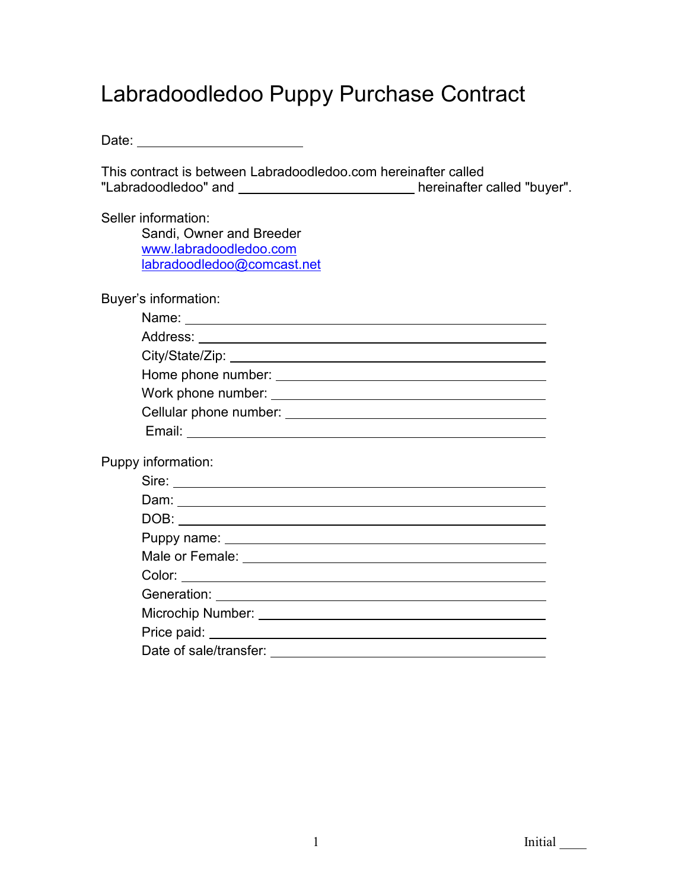# Labradoodledoo Puppy Purchase Contract

Date: ______________________

This contract is between Labradoodledoo.com hereinafter called "Labradoodledoo" and ________________________ hereinafter called "buyer".

Seller information:

Sandi, Owner and Breeder
www.labradoodledoo.com
labradoodledoo@comcast.net

Buyer's information:

Name: ______________________________________________
Address: ____________________________________________
City/State/Zip: _______________________________________
Home phone number: __________________________________
Work phone number: ___________________________________
Cellular phone number: _________________________________
Email: ______________________________________________

Puppy information:

Sire: _______________________________________________
Dam: _______________________________________________
DOB: _______________________________________________
Puppy name: _________________________________________
Male or Female: _______________________________________
Color: ______________________________________________
Generation: __________________________________________
Microchip Number: _____________________________________
Price paid: ___________________________________________
Date of sale/transfer: ___________________________________

Initial ____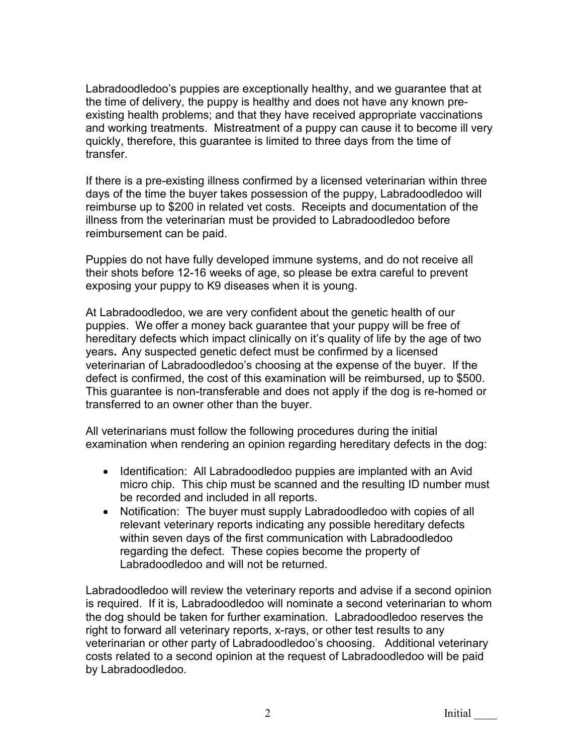Labradoodledoo's puppies are exceptionally healthy, and we guarantee that at the time of delivery, the puppy is healthy and does not have any known pre-existing health problems; and that they have received appropriate vaccinations and working treatments. Mistreatment of a puppy can cause it to become ill very quickly, therefore, this guarantee is limited to three days from the time of transfer.

If there is a pre-existing illness confirmed by a licensed veterinarian within three days of the time the buyer takes possession of the puppy, Labradoodledoo will reimburse up to $200 in related vet costs. Receipts and documentation of the illness from the veterinarian must be provided to Labradoodledoo before reimbursement can be paid.

Puppies do not have fully developed immune systems, and do not receive all their shots before 12-16 weeks of age, so please be extra careful to prevent exposing your puppy to K9 diseases when it is young.

At Labradoodledoo, we are very confident about the genetic health of our puppies. We offer a money back guarantee that your puppy will be free of hereditary defects which impact clinically on it's quality of life by the age of two years**.** Any suspected genetic defect must be confirmed by a licensed veterinarian of Labradoodledoo's choosing at the expense of the buyer. If the defect is confirmed, the cost of this examination will be reimbursed, up to $500. This guarantee is non-transferable and does not apply if the dog is re-homed or transferred to an owner other than the buyer.

All veterinarians must follow the following procedures during the initial examination when rendering an opinion regarding hereditary defects in the dog:

- Identification: All Labradoodledoo puppies are implanted with an Avid micro chip. This chip must be scanned and the resulting ID number must be recorded and included in all reports.
- Notification: The buyer must supply Labradoodledoo with copies of all relevant veterinary reports indicating any possible hereditary defects within seven days of the first communication with Labradoodledoo regarding the defect. These copies become the property of Labradoodledoo and will not be returned.

Labradoodledoo will review the veterinary reports and advise if a second opinion is required. If it is, Labradoodledoo will nominate a second veterinarian to whom the dog should be taken for further examination. Labradoodledoo reserves the right to forward all veterinary reports, x-rays, or other test results to any veterinarian or other party of Labradoodledoo's choosing. Additional veterinary costs related to a second opinion at the request of Labradoodledoo will be paid by Labradoodledoo.

Initial ____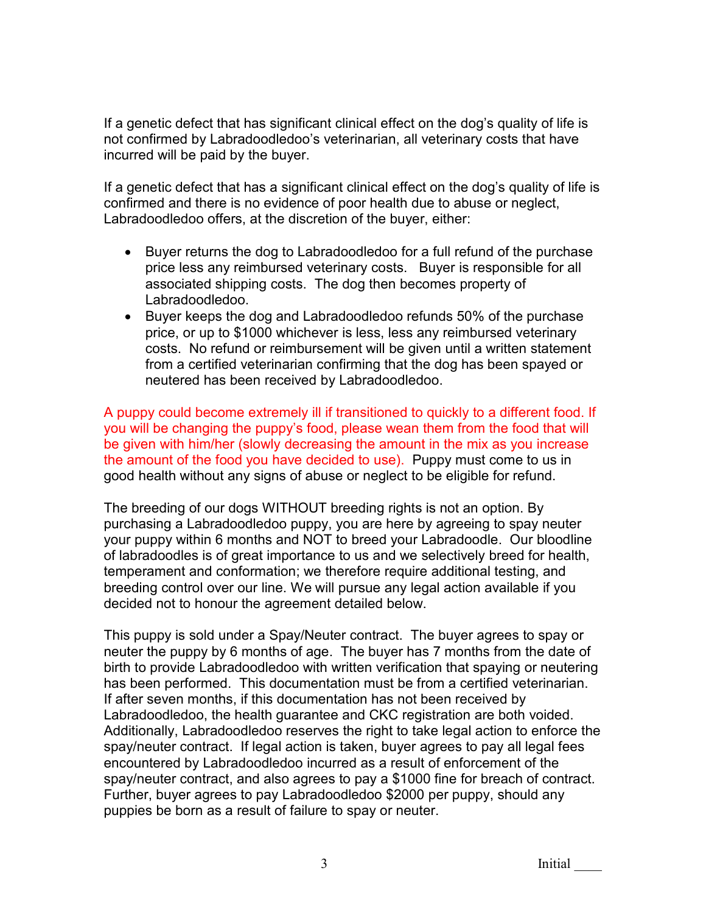If a genetic defect that has significant clinical effect on the dog's quality of life is not confirmed by Labradoodledoo's veterinarian, all veterinary costs that have incurred will be paid by the buyer.

If a genetic defect that has a significant clinical effect on the dog's quality of life is confirmed and there is no evidence of poor health due to abuse or neglect, Labradoodledoo offers, at the discretion of the buyer, either:

- Buyer returns the dog to Labradoodledoo for a full refund of the purchase price less any reimbursed veterinary costs. Buyer is responsible for all associated shipping costs. The dog then becomes property of Labradoodledoo.
- Buyer keeps the dog and Labradoodledoo refunds 50% of the purchase price, or up to $1000 whichever is less, less any reimbursed veterinary costs. No refund or reimbursement will be given until a written statement from a certified veterinarian confirming that the dog has been spayed or neutered has been received by Labradoodledoo.

A puppy could become extremely ill if transitioned to quickly to a different food. If you will be changing the puppy's food, please wean them from the food that will be given with him/her (slowly decreasing the amount in the mix as you increase the amount of the food you have decided to use). Puppy must come to us in good health without any signs of abuse or neglect to be eligible for refund.

The breeding of our dogs WITHOUT breeding rights is not an option. By purchasing a Labradoodledoo puppy, you are here by agreeing to spay neuter your puppy within 6 months and NOT to breed your Labradoodle. Our bloodline of labradoodles is of great importance to us and we selectively breed for health, temperament and conformation; we therefore require additional testing, and breeding control over our line. We will pursue any legal action available if you decided not to honour the agreement detailed below.

This puppy is sold under a Spay/Neuter contract. The buyer agrees to spay or neuter the puppy by 6 months of age. The buyer has 7 months from the date of birth to provide Labradoodledoo with written verification that spaying or neutering has been performed. This documentation must be from a certified veterinarian. If after seven months, if this documentation has not been received by Labradoodledoo, the health guarantee and CKC registration are both voided. Additionally, Labradoodledoo reserves the right to take legal action to enforce the spay/neuter contract. If legal action is taken, buyer agrees to pay all legal fees encountered by Labradoodledoo incurred as a result of enforcement of the spay/neuter contract, and also agrees to pay a $1000 fine for breach of contract. Further, buyer agrees to pay Labradoodledoo $2000 per puppy, should any puppies be born as a result of failure to spay or neuter.

Initial ____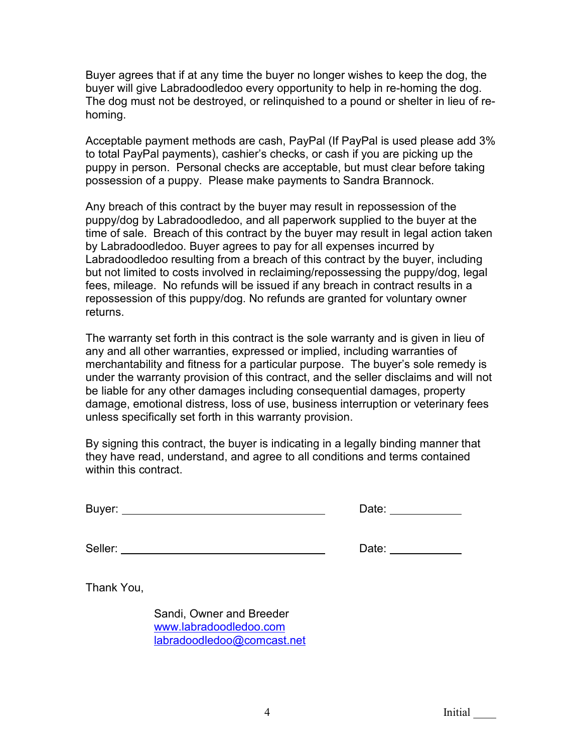Buyer agrees that if at any time the buyer no longer wishes to keep the dog, the buyer will give Labradoodledoo every opportunity to help in re-homing the dog. The dog must not be destroyed, or relinquished to a pound or shelter in lieu of re-homing.

Acceptable payment methods are cash, PayPal (If PayPal is used please add 3% to total PayPal payments), cashier's checks, or cash if you are picking up the puppy in person. Personal checks are acceptable, but must clear before taking possession of a puppy. Please make payments to Sandra Brannock.

Any breach of this contract by the buyer may result in repossession of the puppy/dog by Labradoodledoo, and all paperwork supplied to the buyer at the time of sale. Breach of this contract by the buyer may result in legal action taken by Labradoodledoo. Buyer agrees to pay for all expenses incurred by Labradoodledoo resulting from a breach of this contract by the buyer, including but not limited to costs involved in reclaiming/repossessing the puppy/dog, legal fees, mileage. No refunds will be issued if any breach in contract results in a repossession of this puppy/dog. No refunds are granted for voluntary owner returns.

The warranty set forth in this contract is the sole warranty and is given in lieu of any and all other warranties, expressed or implied, including warranties of merchantability and fitness for a particular purpose. The buyer's sole remedy is under the warranty provision of this contract, and the seller disclaims and will not be liable for any other damages including consequential damages, property damage, emotional distress, loss of use, business interruption or veterinary fees unless specifically set forth in this warranty provision.

By signing this contract, the buyer is indicating in a legally binding manner that they have read, understand, and agree to all conditions and terms contained within this contract.

Buyer: ________________________________ Date: ___________

Seller: ________________________________ Date: ___________

Thank You,

Sandi, Owner and Breeder
www.labradoodledoo.com
labradoodledoo@comcast.net

Initial ____